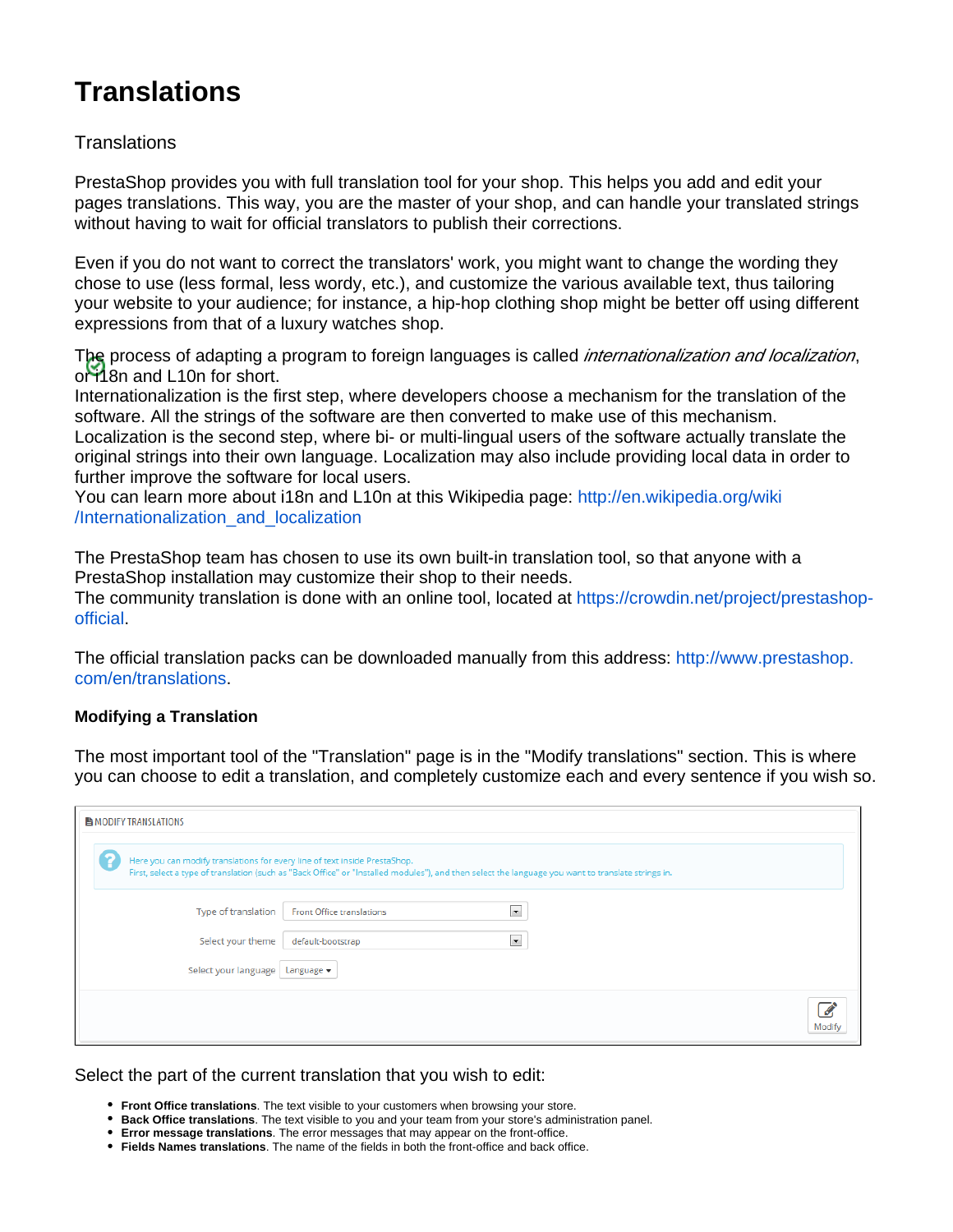# Translations

Translations

PrestaShop provides you with full translation tool for your shop. This helps you add and edit your pages translations. This way, you are the master of your shop, and can handle your translated strings without having to wait for official translators to publish their corrections.

Even if you do not want to correct the translators' work, you might want to change the wording they chose to use (less formal, less wordy, etc.), and customize the various available text, thus tailoring your website to your audience; for instance, a hip-hop clothing shop might be better off using different expressions from that of a luxury watches shop.

The process of adapting a program to foreign languages is called *internationalization and localization*, or i18n and L10n for short.
Internationalization is the first step, where developers choose a mechanism for the translation of the software. All the strings of the software are then converted to make use of this mechanism.
Localization is the second step, where bi- or multi-lingual users of the software actually translate the original strings into their own language. Localization may also include providing local data in order to further improve the software for local users.
You can learn more about i18n and L10n at this Wikipedia page: http://en.wikipedia.org/wiki/Internationalization_and_localization

The PrestaShop team has chosen to use its own built-in translation tool, so that anyone with a PrestaShop installation may customize their shop to their needs.
The community translation is done with an online tool, located at https://crowdin.net/project/prestashop-official.

The official translation packs can be downloaded manually from this address: http://www.prestashop.com/en/translations.

#### Modifying a Translation

The most important tool of the "Translation" page is in the "Modify translations" section. This is where you can choose to edit a translation, and completely customize each and every sentence if you wish so.

MODIFY TRANSLATIONS

Here you can modify translations for every line of text inside PrestaShop.
First, select a type of translation (such as "Back Office" or "Installed modules"), and then select the language you want to translate strings in.

Type of translation: Front Office translations

Select your theme: default-bootstrap

Select your language: Language

Modify

Select the part of the current translation that you wish to edit:

- **Front Office translations**. The text visible to your customers when browsing your store.
- **Back Office translations**. The text visible to you and your team from your store's administration panel.
- **Error message translations**. The error messages that may appear on the front-office.
- **Fields Names translations**. The name of the fields in both the front-office and back office.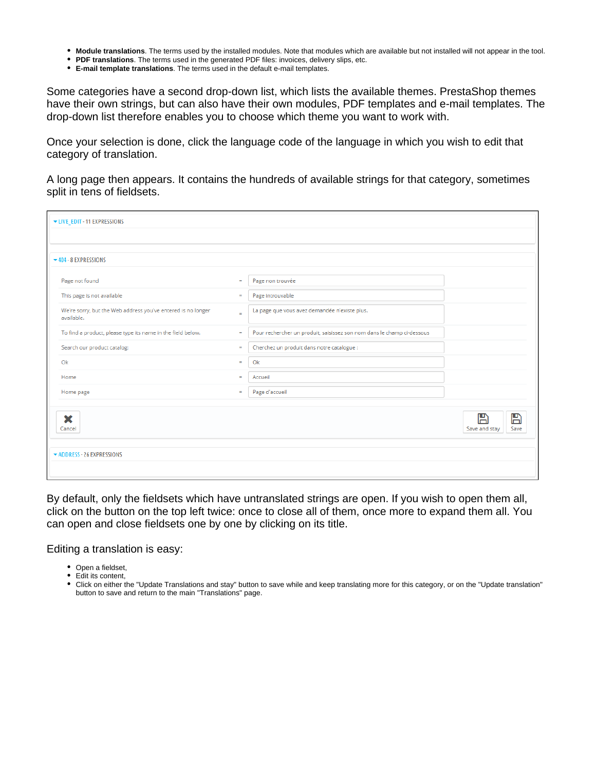- **Module translations**. The terms used by the installed modules. Note that modules which are available but not installed will not appear in the tool.
- **PDF translations**. The terms used in the generated PDF files: invoices, delivery slips, etc.
- **E-mail template translations**. The terms used in the default e-mail templates.

Some categories have a second drop-down list, which lists the available themes. PrestaShop themes have their own strings, but can also have their own modules, PDF templates and e-mail templates. The drop-down list therefore enables you to choose which theme you want to work with.

Once your selection is done, click the language code of the language in which you wish to edit that category of translation.

A long page then appears. It contains the hundreds of available strings for that category, sometimes split in tens of fieldsets.

LIVE_EDIT - 11 EXPRESSIONS

404 - 8 EXPRESSIONS

| | | |
|---|---|---|
| Page not found | = | Page non trouvée |
| This page is not available | = | Page introuvable |
| We're sorry, but the Web address you've entered is no longer available. | = | La page que vous avez demandée n'existe plus. |
| To find a product, please type its name in the field below. | = | Pour rechercher un produit, saisissez son nom dans le champ ci-dessous |
| Search our product catalog: | = | Cherchez un produit dans notre catalogue : |
| Ok | = | Ok |
| Home | = | Accueil |
| Home page | = | Page d'accueil |

Cancel | Save and stay | Save

ADDRESS - 26 EXPRESSIONS

By default, only the fieldsets which have untranslated strings are open. If you wish to open them all, click on the button on the top left twice: once to close all of them, once more to expand them all. You can open and close fieldsets one by one by clicking on its title.

Editing a translation is easy:

- Open a fieldset,
- Edit its content,
- Click on either the "Update Translations and stay" button to save while and keep translating more for this category, or on the "Update translation" button to save and return to the main "Translations" page.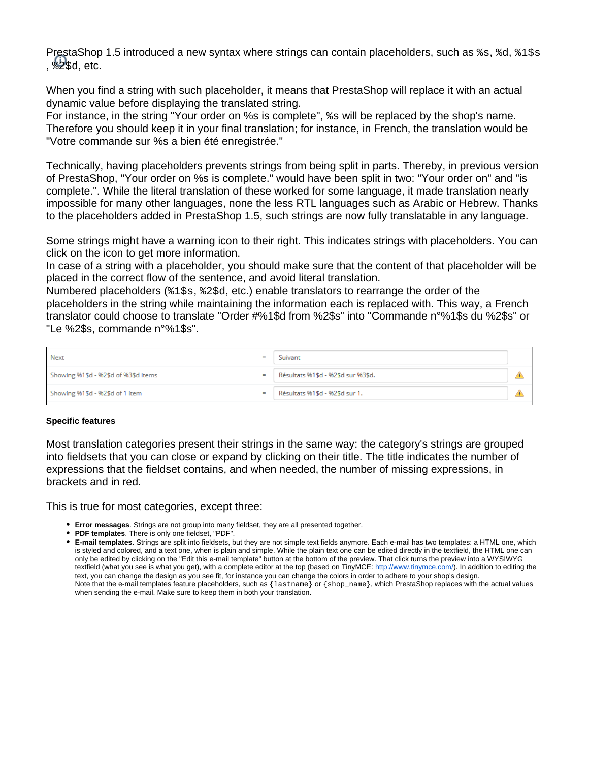PrestaShop 1.5 introduced a new syntax where strings can contain placeholders, such as `%s`, `%d`, `%1$s`, `%2$d`, etc.

When you find a string with such placeholder, it means that PrestaShop will replace it with an actual dynamic value before displaying the translated string.
For instance, in the string "Your order on %s is complete", `%s` will be replaced by the shop's name. Therefore you should keep it in your final translation; for instance, in French, the translation would be "Votre commande sur %s a bien été enregistrée."

Technically, having placeholders prevents strings from being split in parts. Thereby, in previous version of PrestaShop, "Your order on %s is complete." would have been split in two: "Your order on" and "is complete.". While the literal translation of these worked for some language, it made translation nearly impossible for many other languages, none the less RTL languages such as Arabic or Hebrew. Thanks to the placeholders added in PrestaShop 1.5, such strings are now fully translatable in any language.

Some strings might have a warning icon to their right. This indicates strings with placeholders. You can click on the icon to get more information.
In case of a string with a placeholder, you should make sure that the content of that placeholder will be placed in the correct flow of the sentence, and avoid literal translation.
Numbered placeholders (`%1$s`, `%2$d`, etc.) enable translators to rearrange the order of the placeholders in the string while maintaining the information each is replaced with. This way, a French translator could choose to translate "Order #%1$d from %2$s" into "Commande n°%1$s du %2$s" or "Le %2$s, commande n°%1$s".

| | | | |
|---|---|---|---|
| Next | = | Suivant | |
| Showing %1$d - %2$d of %3$d items | = | Résultats %1$d - %2$d sur %3$d. | ⚠ |
| Showing %1$d - %2$d of 1 item | = | Résultats %1$d - %2$d sur 1. | ⚠ |

**Specific features**

Most translation categories present their strings in the same way: the category's strings are grouped into fieldsets that you can close or expand by clicking on their title. The title indicates the number of expressions that the fieldset contains, and when needed, the number of missing expressions, in brackets and in red.

This is true for most categories, except three:

- **Error messages**. Strings are not group into many fieldset, they are all presented together.
- **PDF templates**. There is only one fieldset, "PDF".
- **E-mail templates**. Strings are split into fieldsets, but they are not simple text fields anymore. Each e-mail has two templates: a HTML one, which is styled and colored, and a text one, when is plain and simple. While the plain text one can be edited directly in the textfield, the HTML one can only be edited by clicking on the "Edit this e-mail template" button at the bottom of the preview. That click turns the preview into a WYSIWYG textfield (what you see is what you get), with a complete editor at the top (based on TinyMCE: http://www.tinymce.com/). In addition to editing the text, you can change the design as you see fit, for instance you can change the colors in order to adhere to your shop's design.
  Note that the e-mail templates feature placeholders, such as `{lastname}` or `{shop_name}`, which PrestaShop replaces with the actual values when sending the e-mail. Make sure to keep them in both your translation.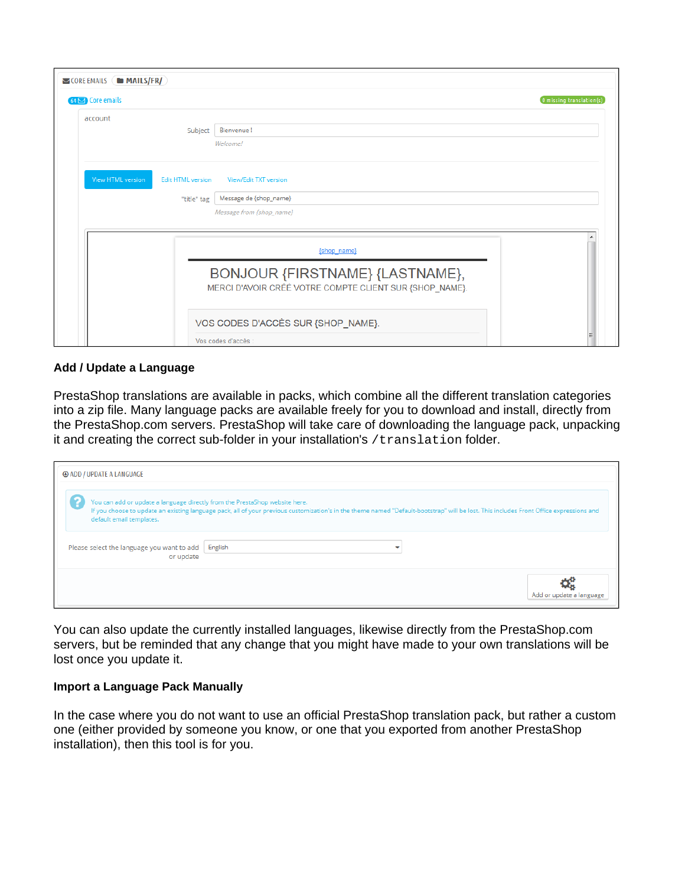## Add / Update a Language

PrestaShop translations are available in packs, which combine all the different translation categories into a zip file. Many language packs are available freely for you to download and install, directly from the PrestaShop.com servers. PrestaShop will take care of downloading the language pack, unpacking it and creating the correct sub-folder in your installation's `/translation` folder.

You can also update the currently installed languages, likewise directly from the PrestaShop.com servers, but be reminded that any change that you might have made to your own translations will be lost once you update it.

### Import a Language Pack Manually

In the case where you do not want to use an official PrestaShop translation pack, but rather a custom one (either provided by someone you know, or one that you exported from another PrestaShop installation), then this tool is for you.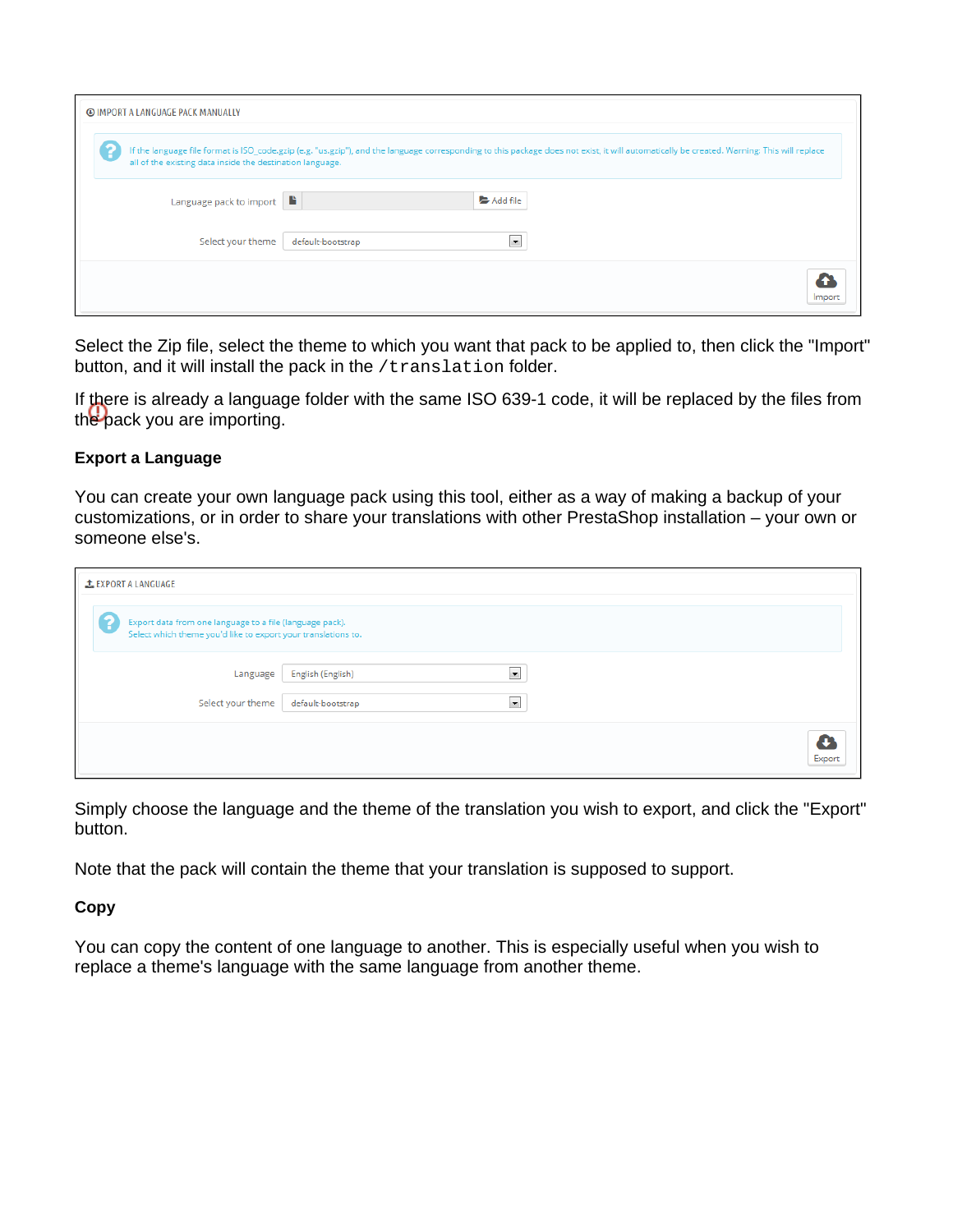Select the Zip file, select the theme to which you want that pack to be applied to, then click the "Import" button, and it will install the pack in the `/translation` folder.

If there is already a language folder with the same ISO 639-1 code, it will be replaced by the files from the pack you are importing.

**Export a Language**

You can create your own language pack using this tool, either as a way of making a backup of your customizations, or in order to share your translations with other PrestaShop installation – your own or someone else's.

Simply choose the language and the theme of the translation you wish to export, and click the "Export" button.

Note that the pack will contain the theme that your translation is supposed to support.

**Copy**

You can copy the content of one language to another. This is especially useful when you wish to replace a theme's language with the same language from another theme.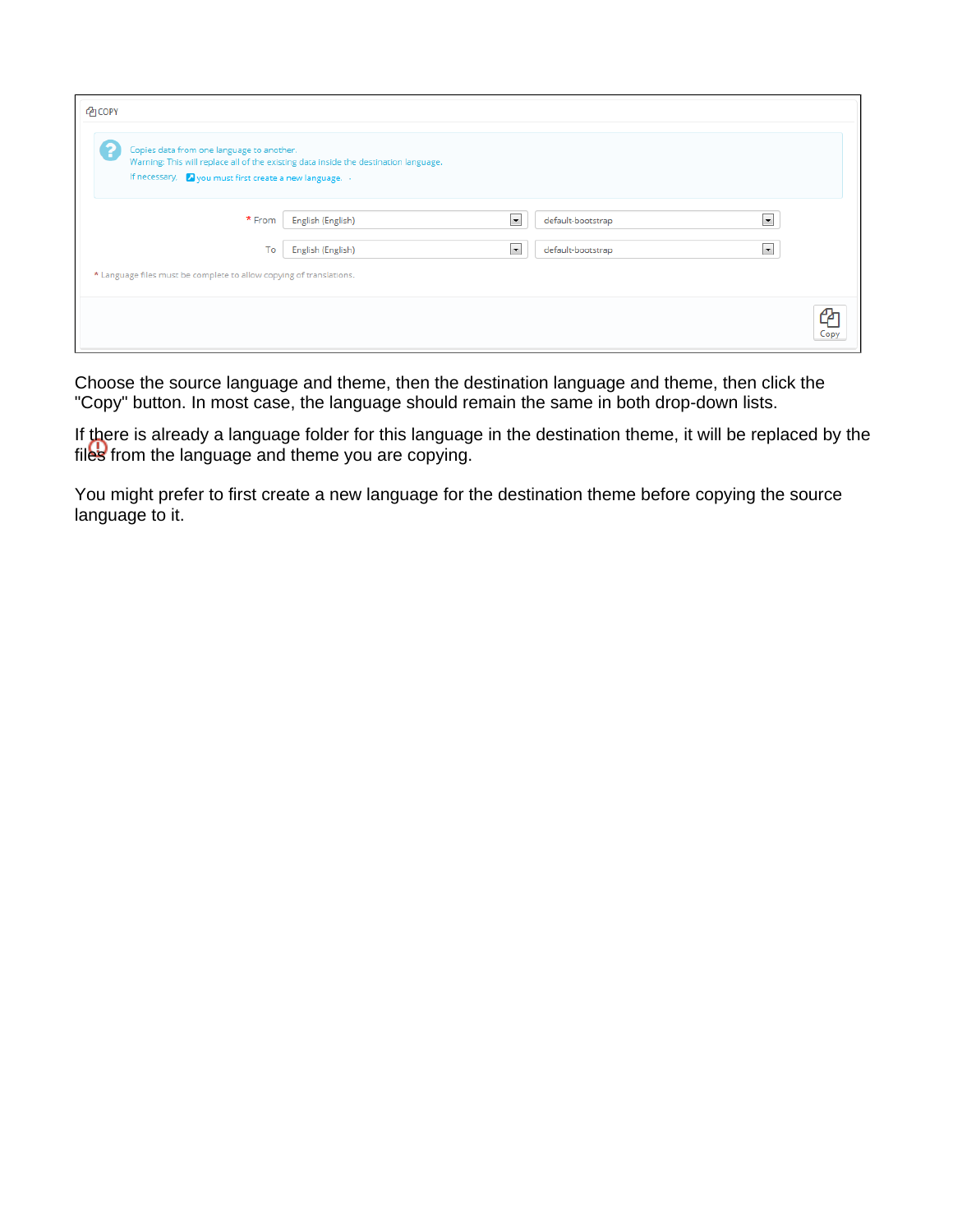COPY

Copies data from one language to another.
Warning: This will replace all of the existing data inside the destination language.
If necessary, you must first create a new language.

\* From English (English) default-bootstrap

To English (English) default-bootstrap

\* Language files must be complete to allow copying of translations.

Copy

Choose the source language and theme, then the destination language and theme, then click the "Copy" button. In most case, the language should remain the same in both drop-down lists.

If there is already a language folder for this language in the destination theme, it will be replaced by the files from the language and theme you are copying.

You might prefer to first create a new language for the destination theme before copying the source language to it.